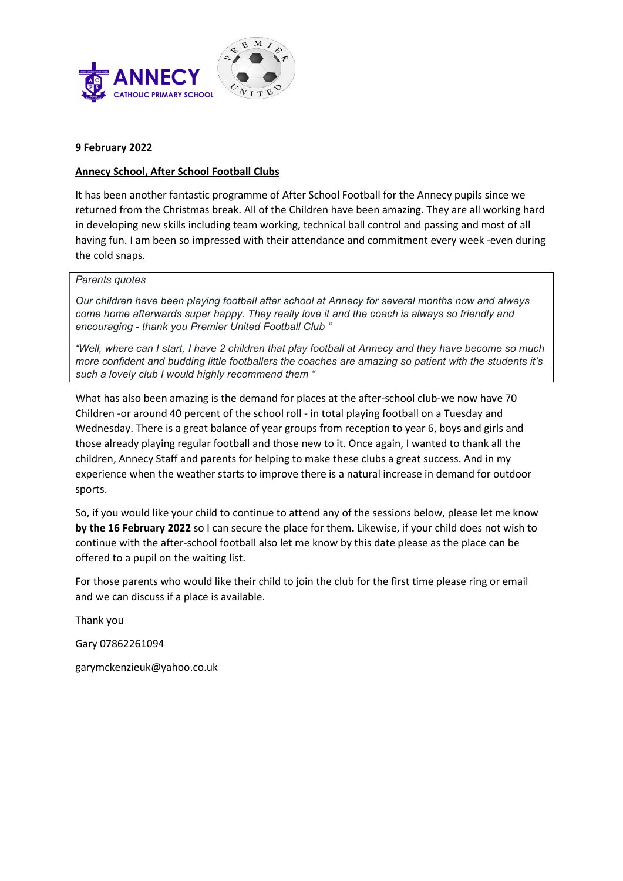**9 February 2022**

**Annecy School, After School Football Clubs**

It has been another fantastic programme of After School Football for the Annecy pupils since we returned from the Christmas break. All of the Children have been amazing. They are all working hard in developing new skills including team working, technical ball control and passing and most of all having fun. I am been so impressed with their attendance and commitment every week -even during the cold snaps.

> *Parents quotes*
>
> *Our children have been playing football after school at Annecy for several months now and always come home afterwards super happy. They really love it and the coach is always so friendly and encouraging - thank you Premier United Football Club "*
>
> *"Well, where can I start, I have 2 children that play football at Annecy and they have become so much more confident and budding little footballers the coaches are amazing so patient with the students it's such a lovely club I would highly recommend them "*

What has also been amazing is the demand for places at the after-school club-we now have 70 Children -or around 40 percent of the school roll - in total playing football on a Tuesday and Wednesday. There is a great balance of year groups from reception to year 6, boys and girls and those already playing regular football and those new to it. Once again, I wanted to thank all the children, Annecy Staff and parents for helping to make these clubs a great success. And in my experience when the weather starts to improve there is a natural increase in demand for outdoor sports.

So, if you would like your child to continue to attend any of the sessions below, please let me know **by the 16 February 2022** so I can secure the place for them**.** Likewise, if your child does not wish to continue with the after-school football also let me know by this date please as the place can be offered to a pupil on the waiting list.

For those parents who would like their child to join the club for the first time please ring or email and we can discuss if a place is available.

Thank you

Gary 07862261094

garymckenzieuk@yahoo.co.uk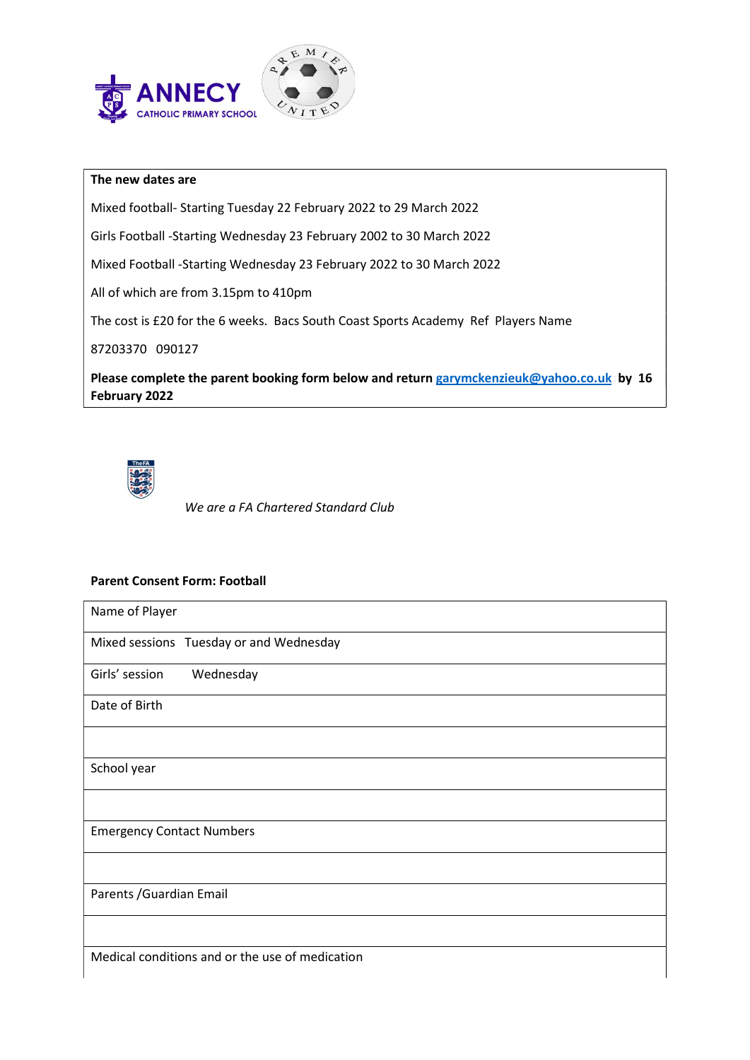ANNECY CATHOLIC PRIMARY SCHOOL

PREMIER UNITED

**The new dates are**

Mixed football- Starting Tuesday 22 February 2022 to 29 March 2022

Girls Football -Starting Wednesday 23 February 2002 to 30 March 2022

Mixed Football -Starting Wednesday 23 February 2022 to 30 March 2022

All of which are from 3.15pm to 410pm

The cost is £20 for the 6 weeks. Bacs South Coast Sports Academy Ref Players Name

87203370 090127

**Please complete the parent booking form below and return [garymckenzieuk@yahoo.co.uk](mailto:garymckenzieuk@yahoo.co.uk) by 16 February 2022**

*We are a FA Chartered Standard Club*

**Parent Consent Form: Football**

| Name of Player |
|---|
| Mixed sessions Tuesday or and Wednesday |
| Girls' session Wednesday |
| Date of Birth |
| |
| School year |
| |
| Emergency Contact Numbers |
| |
| Parents /Guardian Email |
| |
| Medical conditions and or the use of medication |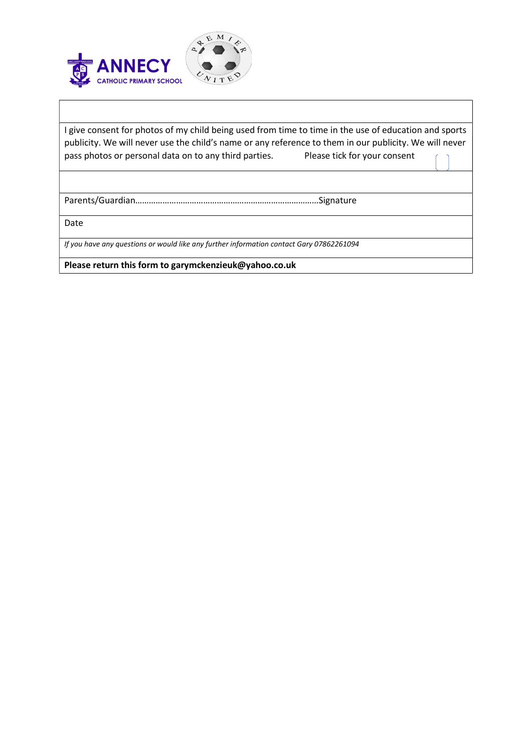ANNECY CATHOLIC PRIMARY SCHOOL

PREMIER UNITED

| |
|---|
| |
| I give consent for photos of my child being used from time to time in the use of education and sports publicity. We will never use the child's name or any reference to them in our publicity. We will never pass photos or personal data on to any third parties. Please tick for your consent ☐ |
| |
| Parents/Guardian……………………………………………………………………….Signature |
| Date |
| *If you have any questions or would like any further information contact Gary 07862261094* |
| **Please return this form to garymckenzieuk@yahoo.co.uk** |